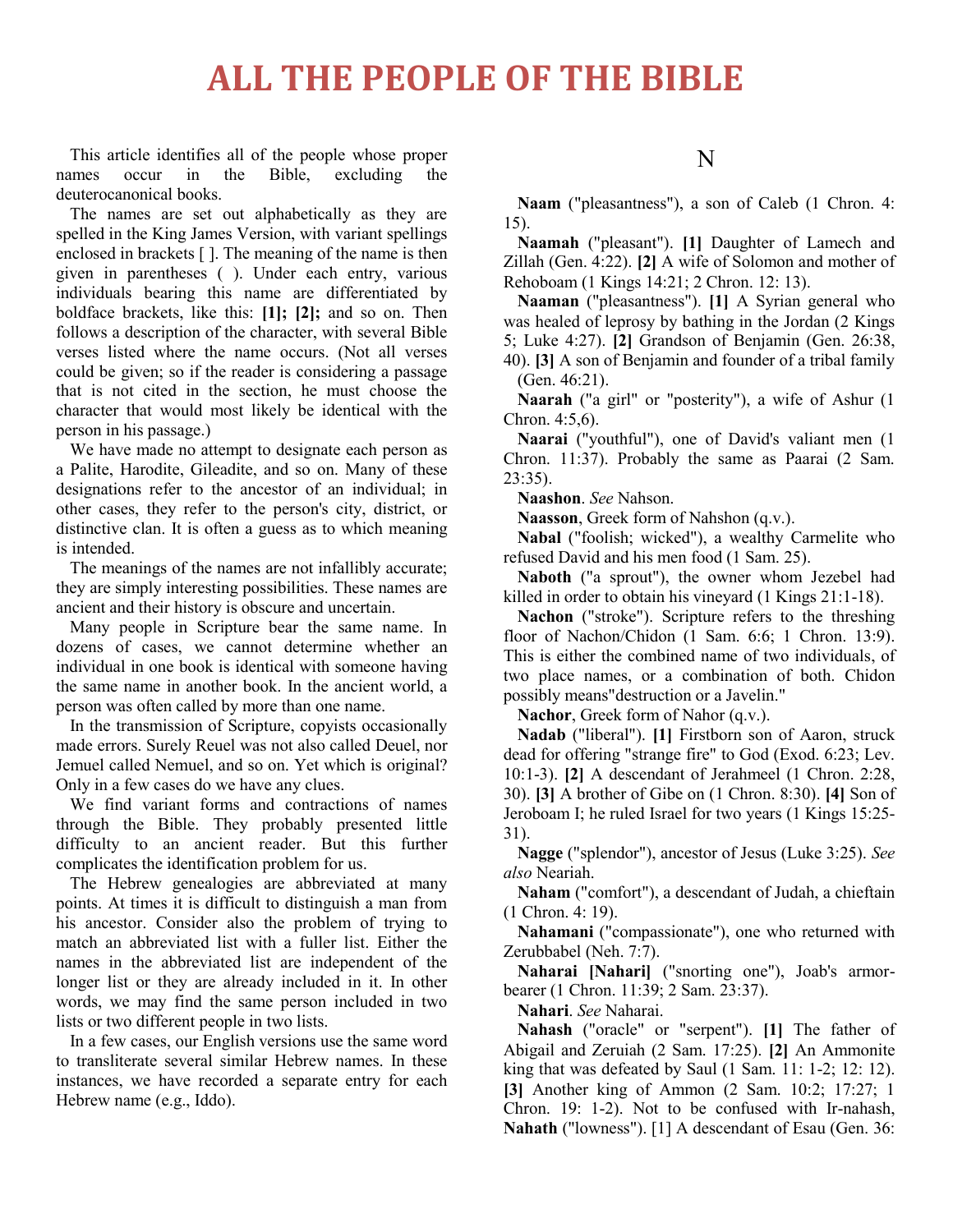# ALL THE PEOPLE OF THE BIBLE

This article identifies all of the people whose proper names occur in the Bible, excluding the deuterocanonical books.

The names are set out alphabetically as they are spelled in the King James Version, with variant spellings enclosed in brackets [ ]. The meaning of the name is then given in parentheses ( ). Under each entry, various individuals bearing this name are differentiated by boldface brackets, like this: **[1]; [2];** and so on. Then follows a description of the character, with several Bible verses listed where the name occurs. (Not all verses could be given; so if the reader is considering a passage that is not cited in the section, he must choose the character that would most likely be identical with the person in his passage.)

We have made no attempt to designate each person as a Palite, Harodite, Gileadite, and so on. Many of these designations refer to the ancestor of an individual; in other cases, they refer to the person's city, district, or distinctive clan. It is often a guess as to which meaning is intended.

The meanings of the names are not infallibly accurate; they are simply interesting possibilities. These names are ancient and their history is obscure and uncertain.

Many people in Scripture bear the same name. In dozens of cases, we cannot determine whether an individual in one book is identical with someone having the same name in another book. In the ancient world, a person was often called by more than one name.

In the transmission of Scripture, copyists occasionally made errors. Surely Reuel was not also called Deuel, nor Jemuel called Nemuel, and so on. Yet which is original? Only in a few cases do we have any clues.

We find variant forms and contractions of names through the Bible. They probably presented little difficulty to an ancient reader. But this further complicates the identification problem for us.

The Hebrew genealogies are abbreviated at many points. At times it is difficult to distinguish a man from his ancestor. Consider also the problem of trying to match an abbreviated list with a fuller list. Either the names in the abbreviated list are independent of the longer list or they are already included in it. In other words, we may find the same person included in two lists or two different people in two lists.

In a few cases, our English versions use the same word to transliterate several similar Hebrew names. In these instances, we have recorded a separate entry for each Hebrew name (e.g., Iddo).

## N

**Naam** ("pleasantness"), a son of Caleb (1 Chron. 4: 15).

**Naamah** ("pleasant"). **[1]** Daughter of Lamech and Zillah (Gen. 4:22). **[2]** A wife of Solomon and mother of Rehoboam (1 Kings 14:21; 2 Chron. 12: 13).

**Naaman** ("pleasantness"). **[1]** A Syrian general who was healed of leprosy by bathing in the Jordan (2 Kings 5; Luke 4:27). **[2]** Grandson of Benjamin (Gen. 26:38, 40). **[3]** A son of Benjamin and founder of a tribal family (Gen. 46:21).

**Naarah** ("a girl" or "posterity"), a wife of Ashur (1 Chron. 4:5,6).

**Naarai** ("youthful"), one of David's valiant men (1 Chron. 11:37). Probably the same as Paarai (2 Sam. 23:35).

**Naashon**. *See* Nahson.

**Naasson**, Greek form of Nahshon (q.v.).

**Nabal** ("foolish; wicked"), a wealthy Carmelite who refused David and his men food (1 Sam. 25).

**Naboth** ("a sprout"), the owner whom Jezebel had killed in order to obtain his vineyard (1 Kings 21:1-18).

**Nachon** ("stroke"). Scripture refers to the threshing floor of Nachon/Chidon (1 Sam. 6:6; 1 Chron. 13:9). This is either the combined name of two individuals, of two place names, or a combination of both. Chidon possibly means"destruction or a Javelin."

**Nachor**, Greek form of Nahor (q.v.).

**Nadab** ("liberal"). **[1]** Firstborn son of Aaron, struck dead for offering "strange fire" to God (Exod. 6:23; Lev. 10:1-3). **[2]** A descendant of Jerahmeel (1 Chron. 2:28, 30). **[3]** A brother of Gibe on (1 Chron. 8:30). **[4]** Son of Jeroboam I; he ruled Israel for two years (1 Kings 15:25-31).

**Nagge** ("splendor"), ancestor of Jesus (Luke 3:25). *See also* Neariah.

**Naham** ("comfort"), a descendant of Judah, a chieftain (1 Chron. 4: 19).

**Nahamani** ("compassionate"), one who returned with Zerubbabel (Neh. 7:7).

**Naharai [Nahari]** ("snorting one"), Joab's armor-bearer (1 Chron. 11:39; 2 Sam. 23:37).

**Nahari**. *See* Naharai.

**Nahash** ("oracle" or "serpent"). **[1]** The father of Abigail and Zeruiah (2 Sam. 17:25). **[2]** An Ammonite king that was defeated by Saul (1 Sam. 11: 1-2; 12: 12). **[3]** Another king of Ammon (2 Sam. 10:2; 17:27; 1 Chron. 19: 1-2). Not to be confused with Ir-nahash,

**Nahath** ("lowness"). [1] A descendant of Esau (Gen. 36: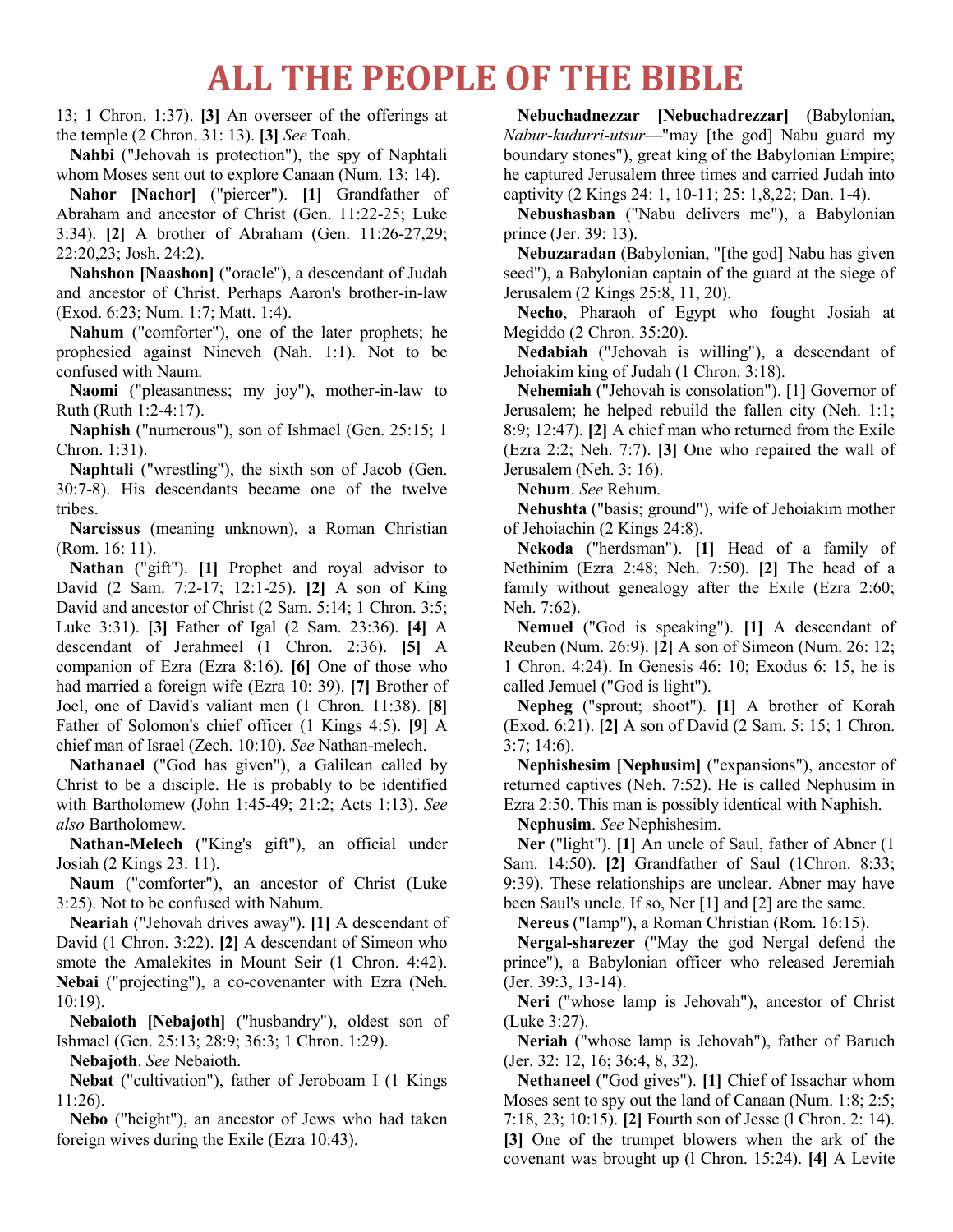# ALL THE PEOPLE OF THE BIBLE

13; 1 Chron. 1:37). **[3]** An overseer of the offerings at the temple (2 Chron. 31: 13). **[3]** *See* Toah.

**Nahbi** ("Jehovah is protection"), the spy of Naphtali whom Moses sent out to explore Canaan (Num. 13: 14).

**Nahor [Nachor]** ("piercer"). **[1]** Grandfather of Abraham and ancestor of Christ (Gen. 11:22-25; Luke 3:34). **[2]** A brother of Abraham (Gen. 11:26-27,29; 22:20,23; Josh. 24:2).

**Nahshon [Naashon]** ("oracle"), a descendant of Judah and ancestor of Christ. Perhaps Aaron's brother-in-law (Exod. 6:23; Num. 1:7; Matt. 1:4).

**Nahum** ("comforter"), one of the later prophets; he prophesied against Nineveh (Nah. 1:1). Not to be confused with Naum.

**Naomi** ("pleasantness; my joy"), mother-in-law to Ruth (Ruth 1:2-4:17).

**Naphish** ("numerous"), son of Ishmael (Gen. 25:15; 1 Chron. 1:31).

**Naphtali** ("wrestling"), the sixth son of Jacob (Gen. 30:7-8). His descendants became one of the twelve tribes.

**Narcissus** (meaning unknown), a Roman Christian (Rom. 16: 11).

**Nathan** ("gift"). **[1]** Prophet and royal advisor to David (2 Sam. 7:2-17; 12:1-25). **[2]** A son of King David and ancestor of Christ (2 Sam. 5:14; 1 Chron. 3:5; Luke 3:31). **[3]** Father of Igal (2 Sam. 23:36). **[4]** A descendant of Jerahmeel (1 Chron. 2:36). **[5]** A companion of Ezra (Ezra 8:16). **[6]** One of those who had married a foreign wife (Ezra 10: 39). **[7]** Brother of Joel, one of David's valiant men (1 Chron. 11:38). **[8]** Father of Solomon's chief officer (1 Kings 4:5). **[9]** A chief man of Israel (Zech. 10:10). *See* Nathan-melech.

**Nathanael** ("God has given"), a Galilean called by Christ to be a disciple. He is probably to be identified with Bartholomew (John 1:45-49; 21:2; Acts 1:13). *See also* Bartholomew.

**Nathan-Melech** ("King's gift"), an official under Josiah (2 Kings 23: 11).

**Naum** ("comforter"), an ancestor of Christ (Luke 3:25). Not to be confused with Nahum.

**Neariah** ("Jehovah drives away"). **[1]** A descendant of David (1 Chron. 3:22). **[2]** A descendant of Simeon who smote the Amalekites in Mount Seir (1 Chron. 4:42).

**Nebai** ("projecting"), a co-covenanter with Ezra (Neh. 10:19).

**Nebaioth [Nebajoth]** ("husbandry"), oldest son of Ishmael (Gen. 25:13; 28:9; 36:3; 1 Chron. 1:29).

**Nebajoth**. *See* Nebaioth.

**Nebat** ("cultivation"), father of Jeroboam I (1 Kings 11:26).

**Nebo** ("height"), an ancestor of Jews who had taken foreign wives during the Exile (Ezra 10:43).

**Nebuchadnezzar [Nebuchadrezzar]** (Babylonian, *Nabur-kudurri-utsur*—"may [the god] Nabu guard my boundary stones"), great king of the Babylonian Empire; he captured Jerusalem three times and carried Judah into captivity (2 Kings 24: 1, 10-11; 25: 1,8,22; Dan. 1-4).

**Nebushasban** ("Nabu delivers me"), a Babylonian prince (Jer. 39: 13).

**Nebuzaradan** (Babylonian, "[the god] Nabu has given seed"), a Babylonian captain of the guard at the siege of Jerusalem (2 Kings 25:8, 11, 20).

**Necho**, Pharaoh of Egypt who fought Josiah at Megiddo (2 Chron. 35:20).

**Nedabiah** ("Jehovah is willing"), a descendant of Jehoiakim king of Judah (1 Chron. 3:18).

**Nehemiah** ("Jehovah is consolation"). [1] Governor of Jerusalem; he helped rebuild the fallen city (Neh. 1:1; 8:9; 12:47). **[2]** A chief man who returned from the Exile (Ezra 2:2; Neh. 7:7). **[3]** One who repaired the wall of Jerusalem (Neh. 3: 16).

**Nehum**. *See* Rehum.

**Nehushta** ("basis; ground"), wife of Jehoiakim mother of Jehoiachin (2 Kings 24:8).

**Nekoda** ("herdsman"). **[1]** Head of a family of Nethinim (Ezra 2:48; Neh. 7:50). **[2]** The head of a family without genealogy after the Exile (Ezra 2:60; Neh. 7:62).

**Nemuel** ("God is speaking"). **[1]** A descendant of Reuben (Num. 26:9). **[2]** A son of Simeon (Num. 26: 12; 1 Chron. 4:24). In Genesis 46: 10; Exodus 6: 15, he is called Jemuel ("God is light").

**Nepheg** ("sprout; shoot"). **[1]** A brother of Korah (Exod. 6:21). **[2]** A son of David (2 Sam. 5: 15; 1 Chron. 3:7; 14:6).

**Nephishesim [Nephusim]** ("expansions"), ancestor of returned captives (Neh. 7:52). He is called Nephusim in Ezra 2:50. This man is possibly identical with Naphish.

**Nephusim**. *See* Nephishesim.

**Ner** ("light"). **[1]** An uncle of Saul, father of Abner (1 Sam. 14:50). **[2]** Grandfather of Saul (1Chron. 8:33; 9:39). These relationships are unclear. Abner may have been Saul's uncle. If so, Ner [1] and [2] are the same.

**Nereus** ("lamp"), a Roman Christian (Rom. 16:15).

**Nergal-sharezer** ("May the god Nergal defend the prince"), a Babylonian officer who released Jeremiah (Jer. 39:3, 13-14).

**Neri** ("whose lamp is Jehovah"), ancestor of Christ (Luke 3:27).

**Neriah** ("whose lamp is Jehovah"), father of Baruch (Jer. 32: 12, 16; 36:4, 8, 32).

**Nethaneel** ("God gives"). **[1]** Chief of Issachar whom Moses sent to spy out the land of Canaan (Num. 1:8; 2:5; 7:18, 23; 10:15). **[2]** Fourth son of Jesse (l Chron. 2: 14). **[3]** One of the trumpet blowers when the ark of the covenant was brought up (l Chron. 15:24). **[4]** A Levite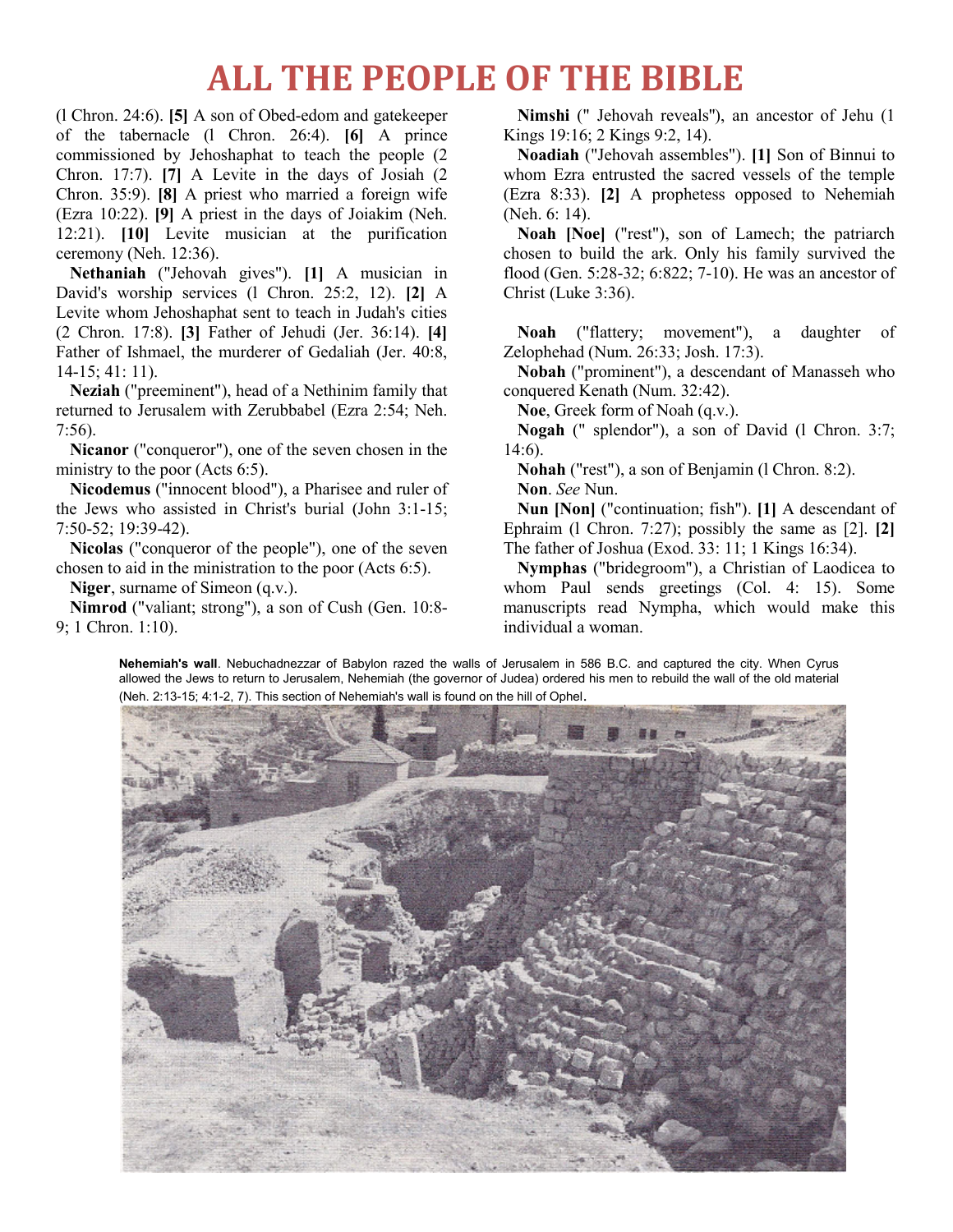(l Chron. 24:6). **[5]** A son of Obed-edom and gatekeeper of the tabernacle (l Chron. 26:4). **[6]** A prince commissioned by Jehoshaphat to teach the people (2 Chron. 17:7). **[7]** A Levite in the days of Josiah (2 Chron. 35:9). **[8]** A priest who married a foreign wife (Ezra 10:22). **[9]** A priest in the days of Joiakim (Neh. 12:21). **[10]** Levite musician at the purification ceremony (Neh. 12:36).

**Nethaniah** ("Jehovah gives"). **[1]** A musician in David's worship services (l Chron. 25:2, 12). **[2]** A Levite whom Jehoshaphat sent to teach in Judah's cities (2 Chron. 17:8). **[3]** Father of Jehudi (Jer. 36:14). **[4]** Father of Ishmael, the murderer of Gedaliah (Jer. 40:8, 14-15; 41: 11).

**Neziah** ("preeminent"), head of a Nethinim family that returned to Jerusalem with Zerubbabel (Ezra 2:54; Neh. 7:56).

**Nicanor** ("conqueror"), one of the seven chosen in the ministry to the poor (Acts 6:5).

**Nicodemus** ("innocent blood"), a Pharisee and ruler of the Jews who assisted in Christ's burial (John 3:1-15; 7:50-52; 19:39-42).

**Nicolas** ("conqueror of the people"), one of the seven chosen to aid in the ministration to the poor (Acts 6:5).

**Niger**, surname of Simeon (q.v.).

**Nimrod** ("valiant; strong"), a son of Cush (Gen. 10:8-9; 1 Chron. 1:10).

**Nimshi** (" Jehovah reveals"), an ancestor of Jehu (1 Kings 19:16; 2 Kings 9:2, 14).

**Noadiah** ("Jehovah assembles"). **[1]** Son of Binnui to whom Ezra entrusted the sacred vessels of the temple (Ezra 8:33). **[2]** A prophetess opposed to Nehemiah (Neh. 6: 14).

**Noah [Noe]** ("rest"), son of Lamech; the patriarch chosen to build the ark. Only his family survived the flood (Gen. 5:28-32; 6:822; 7-10). He was an ancestor of Christ (Luke 3:36).

**Noah** ("flattery; movement"), a daughter of Zelophehad (Num. 26:33; Josh. 17:3).

**Nobah** ("prominent"), a descendant of Manasseh who conquered Kenath (Num. 32:42).

**Noe**, Greek form of Noah (q.v.).

**Nogah** (" splendor"), a son of David (l Chron. 3:7; 14:6).

**Nohah** ("rest"), a son of Benjamin (l Chron. 8:2).

**Non**. *See* Nun.

**Nun [Non]** ("continuation; fish"). **[1]** A descendant of Ephraim (l Chron. 7:27); possibly the same as [2]. **[2]** The father of Joshua (Exod. 33: 11; 1 Kings 16:34).

**Nymphas** ("bridegroom"), a Christian of Laodicea to whom Paul sends greetings (Col. 4: 15). Some manuscripts read Nympha, which would make this individual a woman.

**Nehemiah's wall**. Nebuchadnezzar of Babylon razed the walls of Jerusalem in 586 B.C. and captured the city. When Cyrus allowed the Jews to return to Jerusalem, Nehemiah (the governor of Judea) ordered his men to rebuild the wall of the old material (Neh. 2:13-15; 4:1-2, 7). This section of Nehemiah's wall is found on the hill of Ophel.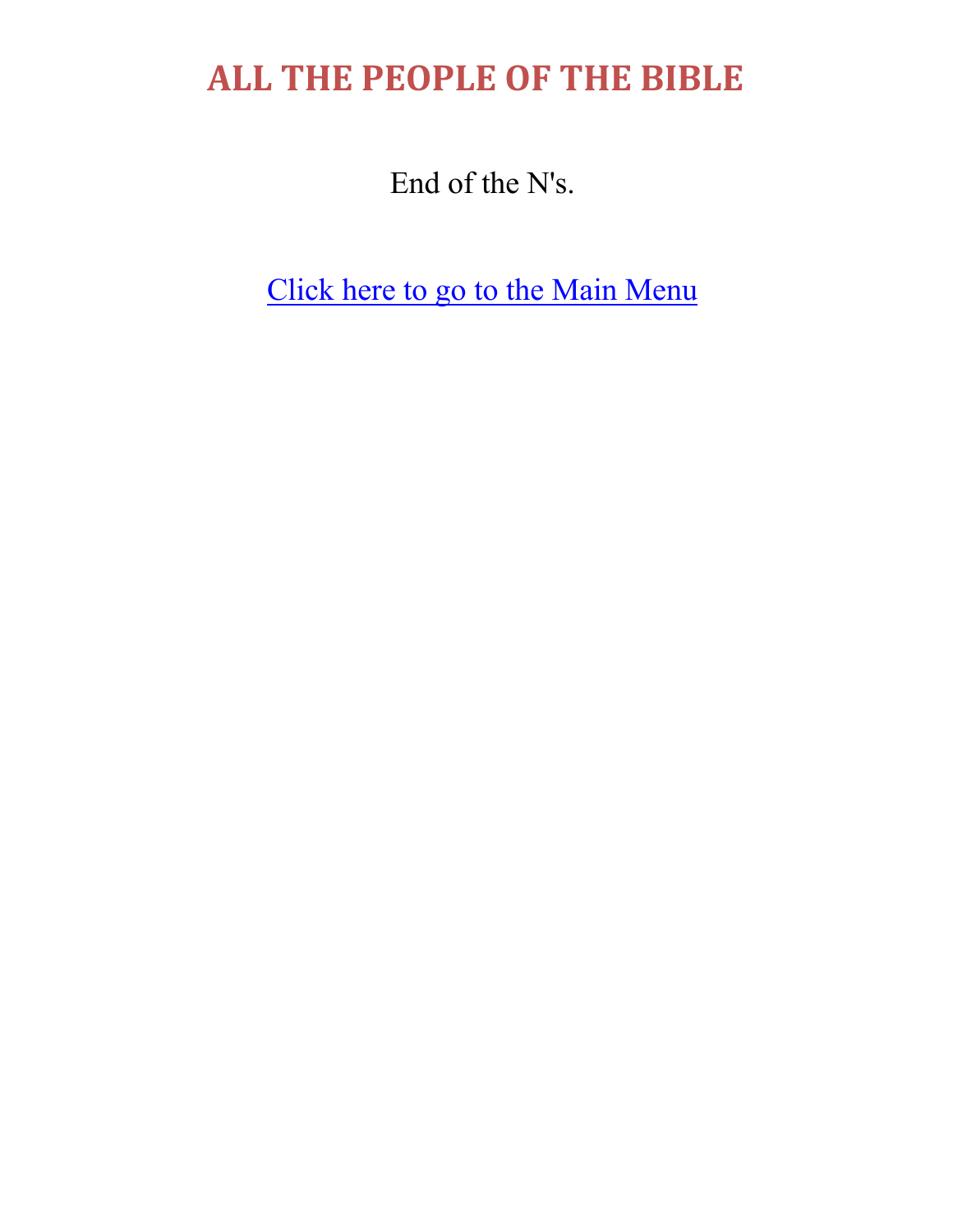# ALL THE PEOPLE OF THE BIBLE

End of the N's.

Click here to go to the Main Menu